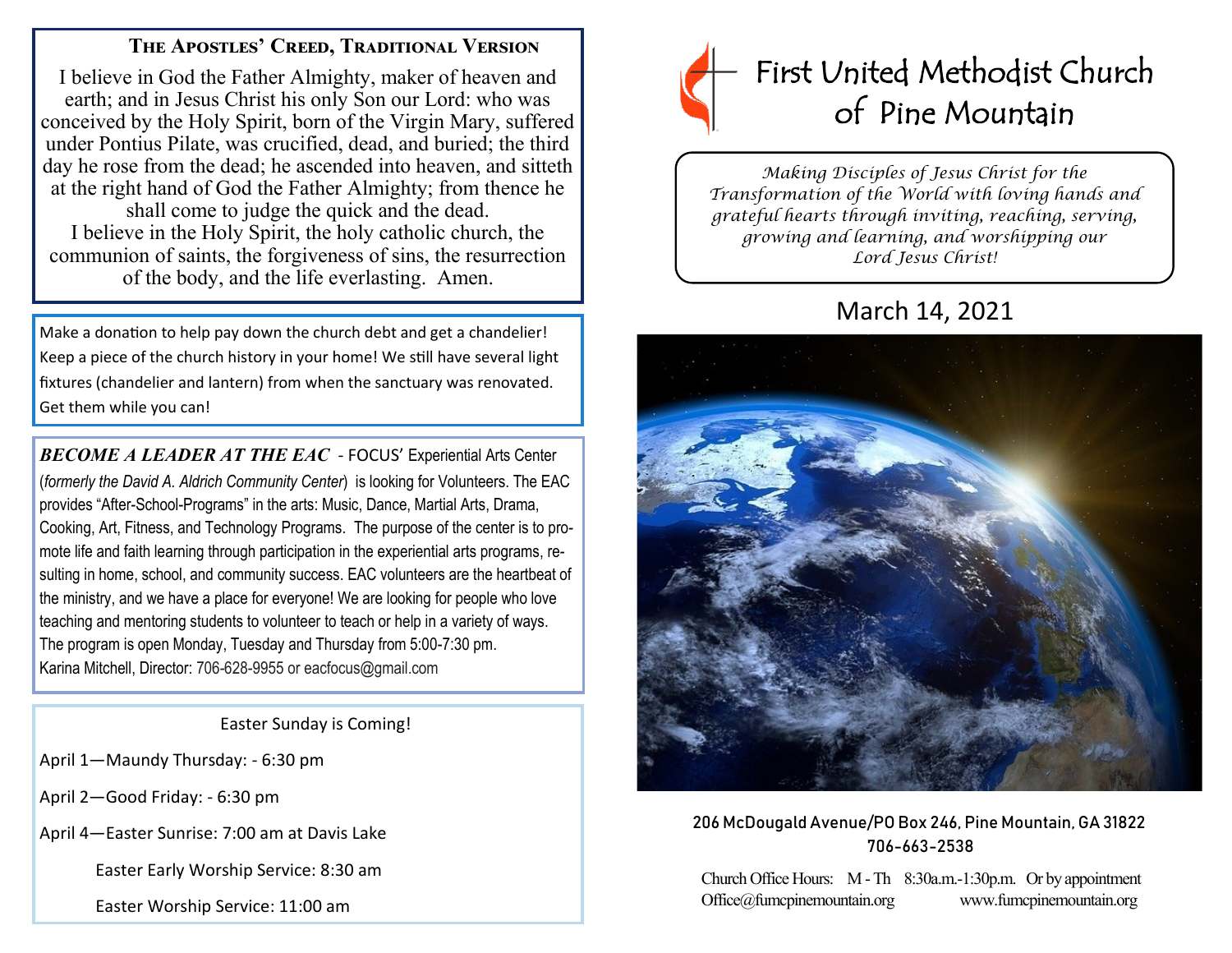## The Apostles' Creed, Traditional Version

I believe in God the Father Almighty, maker of heaven and earth; and in Jesus Christ his only Son our Lord: who was conceived by the Holy Spirit, born of the Virgin Mary, suffered under Pontius Pilate, was crucified, dead, and buried; the third day he rose from the dead; he ascended into heaven, and sitteth at the right hand of God the Father Almighty; from thence he shall come to judge the quick and the dead.
I believe in the Holy Spirit, the holy catholic church, the communion of saints, the forgiveness of sins, the resurrection of the body, and the life everlasting. Amen.

Make a donation to help pay down the church debt and get a chandelier! Keep a piece of the church history in your home! We still have several light fixtures (chandelier and lantern) from when the sanctuary was renovated. Get them while you can!

***BECOME A LEADER AT THE EAC*** - FOCUS' Experiential Arts Center (*formerly the David A. Aldrich Community Center*) is looking for Volunteers. The EAC provides "After-School-Programs" in the arts: Music, Dance, Martial Arts, Drama, Cooking, Art, Fitness, and Technology Programs. The purpose of the center is to promote life and faith learning through participation in the experiential arts programs, resulting in home, school, and community success. EAC volunteers are the heartbeat of the ministry, and we have a place for everyone! We are looking for people who love teaching and mentoring students to volunteer to teach or help in a variety of ways. The program is open Monday, Tuesday and Thursday from 5:00-7:30 pm.
Karina Mitchell, Director: 706-628-9955 or eacfocus@gmail.com

Easter Sunday is Coming!

April 1—Maundy Thursday: - 6:30 pm

April 2—Good Friday: - 6:30 pm

April 4—Easter Sunrise: 7:00 am at Davis Lake

Easter Early Worship Service: 8:30 am

Easter Worship Service: 11:00 am

# First United Methodist Church of Pine Mountain

*Making Disciples of Jesus Christ for the Transformation of the World with loving hands and grateful hearts through inviting, reaching, serving, growing and learning, and worshipping our Lord Jesus Christ!*

March 14, 2021

206 McDougald Avenue/PO Box 246, Pine Mountain, GA 31822
706-663-2538

Church Office Hours: M - Th 8:30a.m.-1:30p.m. Or by appointment
Office@fumcpinemountain.org www.fumcpinemountain.org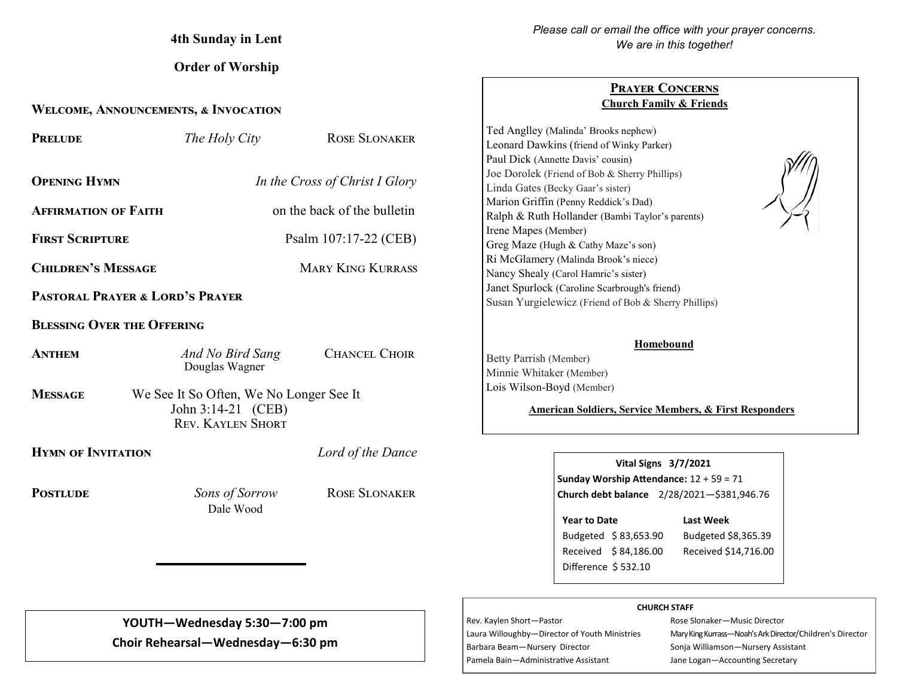# 4th Sunday in Lent

## Order of Worship

**WELCOME, ANNOUNCEMENTS, & INVOCATION**

**PRELUDE** *The Holy City* ROSE SLONAKER

**OPENING HYMN** *In the Cross of Christ I Glory*

**AFFIRMATION OF FAITH** on the back of the bulletin

**FIRST SCRIPTURE** Psalm 107:17-22 (CEB)

**CHILDREN'S MESSAGE** MARY KING KURRASS

**PASTORAL PRAYER & LORD'S PRAYER**

**BLESSING OVER THE OFFERING**

**ANTHEM** *And No Bird Sang* CHANCEL CHOIR
Douglas Wagner

**MESSAGE** We See It So Often, We No Longer See It
John 3:14-21 (CEB)
REV. KAYLEN SHORT

**HYMN OF INVITATION** *Lord of the Dance*

**POSTLUDE** *Sons of Sorrow* ROSE SLONAKER
Dale Wood

---

**YOUTH—Wednesday 5:30—7:00 pm**

**Choir Rehearsal—Wednesday—6:30 pm**

*Please call or email the office with your prayer concerns. We are in this together!*

## PRAYER CONCERNS

**Church Family & Friends**

Ted Anglley (Malinda' Brooks nephew)
Leonard Dawkins (friend of Winky Parker)
Paul Dick (Annette Davis' cousin)
Joe Dorolek (Friend of Bob & Sherry Phillips)
Linda Gates (Becky Gaar's sister)
Marion Griffin (Penny Reddick's Dad)
Ralph & Ruth Hollander (Bambi Taylor's parents)
Irene Mapes (Member)
Greg Maze (Hugh & Cathy Maze's son)
Ri McGlamery (Malinda Brook's niece)
Nancy Shealy (Carol Hamric's sister)
Janet Spurlock (Caroline Scarbrough's friend)
Susan Yurgielewicz (Friend of Bob & Sherry Phillips)

**Homebound**

Betty Parrish (Member)
Minnie Whitaker (Member)
Lois Wilson-Boyd (Member)

**American Soldiers, Service Members, & First Responders**

**Vital Signs 3/7/2021**

**Sunday Worship Attendance:** 12 + 59 = 71
**Church debt balance** 2/28/2021—$381,946.76

| **Year to Date** | **Last Week** |
|---|---|
| Budgeted $ 83,653.90 | Budgeted $8,365.39 |
| Received $ 84,186.00 | Received $14,716.00 |
| Difference $ 532.10 | |

**CHURCH STAFF**

| | |
|---|---|
| Rev. Kaylen Short—Pastor | Rose Slonaker—Music Director |
| Laura Willoughby—Director of Youth Ministries | Mary King Kurrass—Noah's Ark Director/Children's Director |
| Barbara Beam—Nursery Director | Sonja Williamson—Nursery Assistant |
| Pamela Bain—Administrative Assistant | Jane Logan—Accounting Secretary |